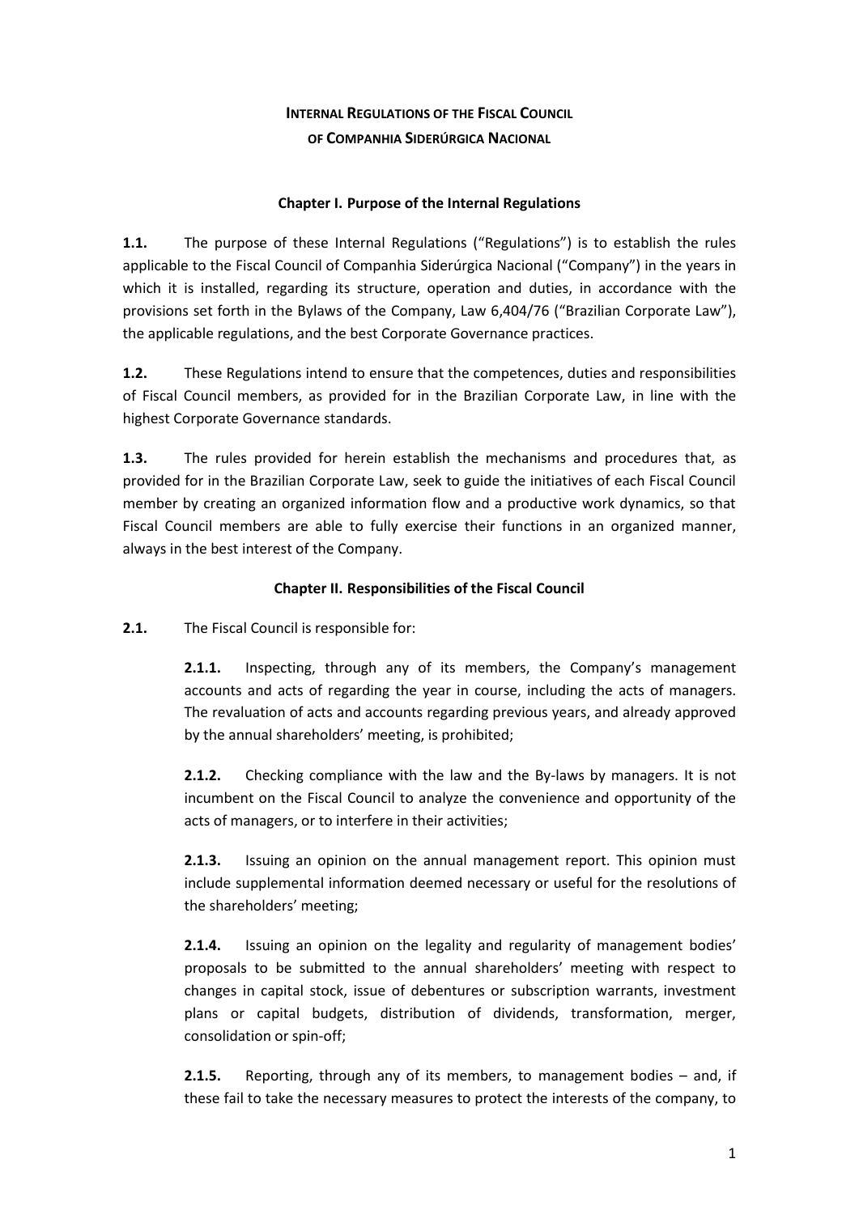# INTERNAL REGULATIONS OF THE FISCAL COUNCIL OF COMPANHIA SIDERÚRGICA NACIONAL

## Chapter I. Purpose of the Internal Regulations

**1.1.** The purpose of these Internal Regulations ("Regulations") is to establish the rules applicable to the Fiscal Council of Companhia Siderúrgica Nacional ("Company") in the years in which it is installed, regarding its structure, operation and duties, in accordance with the provisions set forth in the Bylaws of the Company, Law 6,404/76 ("Brazilian Corporate Law"), the applicable regulations, and the best Corporate Governance practices.

**1.2.** These Regulations intend to ensure that the competences, duties and responsibilities of Fiscal Council members, as provided for in the Brazilian Corporate Law, in line with the highest Corporate Governance standards.

**1.3.** The rules provided for herein establish the mechanisms and procedures that, as provided for in the Brazilian Corporate Law, seek to guide the initiatives of each Fiscal Council member by creating an organized information flow and a productive work dynamics, so that Fiscal Council members are able to fully exercise their functions in an organized manner, always in the best interest of the Company.

## Chapter II. Responsibilities of the Fiscal Council

**2.1.** The Fiscal Council is responsible for:

> **2.1.1.** Inspecting, through any of its members, the Company's management accounts and acts of regarding the year in course, including the acts of managers. The revaluation of acts and accounts regarding previous years, and already approved by the annual shareholders' meeting, is prohibited;
>
> **2.1.2.** Checking compliance with the law and the By-laws by managers. It is not incumbent on the Fiscal Council to analyze the convenience and opportunity of the acts of managers, or to interfere in their activities;
>
> **2.1.3.** Issuing an opinion on the annual management report. This opinion must include supplemental information deemed necessary or useful for the resolutions of the shareholders' meeting;
>
> **2.1.4.** Issuing an opinion on the legality and regularity of management bodies' proposals to be submitted to the annual shareholders' meeting with respect to changes in capital stock, issue of debentures or subscription warrants, investment plans or capital budgets, distribution of dividends, transformation, merger, consolidation or spin-off;
>
> **2.1.5.** Reporting, through any of its members, to management bodies – and, if these fail to take the necessary measures to protect the interests of the company, to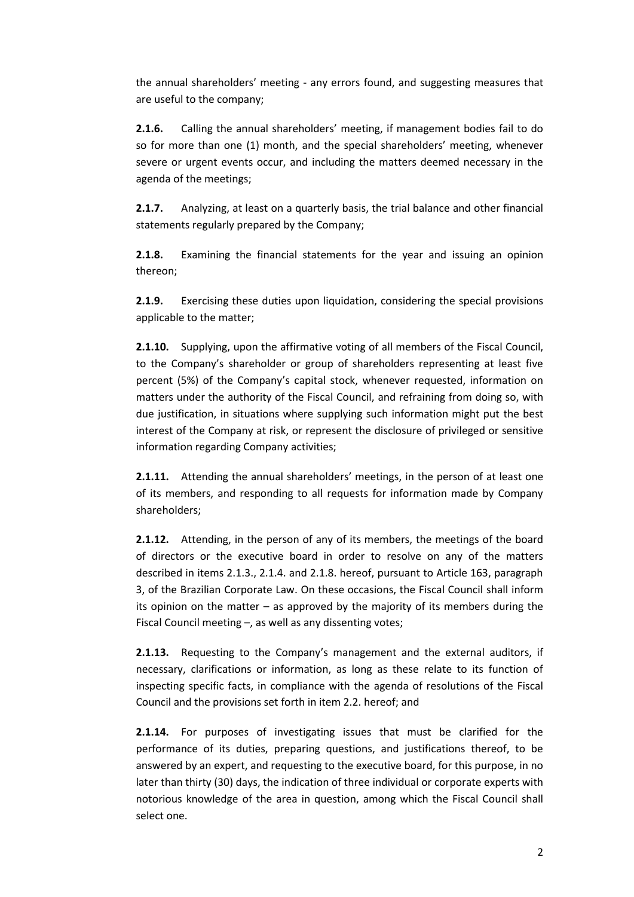the annual shareholders' meeting - any errors found, and suggesting measures that are useful to the company;

**2.1.6.** Calling the annual shareholders' meeting, if management bodies fail to do so for more than one (1) month, and the special shareholders' meeting, whenever severe or urgent events occur, and including the matters deemed necessary in the agenda of the meetings;

**2.1.7.** Analyzing, at least on a quarterly basis, the trial balance and other financial statements regularly prepared by the Company;

**2.1.8.** Examining the financial statements for the year and issuing an opinion thereon;

**2.1.9.** Exercising these duties upon liquidation, considering the special provisions applicable to the matter;

**2.1.10.** Supplying, upon the affirmative voting of all members of the Fiscal Council, to the Company's shareholder or group of shareholders representing at least five percent (5%) of the Company's capital stock, whenever requested, information on matters under the authority of the Fiscal Council, and refraining from doing so, with due justification, in situations where supplying such information might put the best interest of the Company at risk, or represent the disclosure of privileged or sensitive information regarding Company activities;

**2.1.11.** Attending the annual shareholders' meetings, in the person of at least one of its members, and responding to all requests for information made by Company shareholders;

**2.1.12.** Attending, in the person of any of its members, the meetings of the board of directors or the executive board in order to resolve on any of the matters described in items 2.1.3., 2.1.4. and 2.1.8. hereof, pursuant to Article 163, paragraph 3, of the Brazilian Corporate Law. On these occasions, the Fiscal Council shall inform its opinion on the matter – as approved by the majority of its members during the Fiscal Council meeting –, as well as any dissenting votes;

**2.1.13.** Requesting to the Company's management and the external auditors, if necessary, clarifications or information, as long as these relate to its function of inspecting specific facts, in compliance with the agenda of resolutions of the Fiscal Council and the provisions set forth in item 2.2. hereof; and

**2.1.14.** For purposes of investigating issues that must be clarified for the performance of its duties, preparing questions, and justifications thereof, to be answered by an expert, and requesting to the executive board, for this purpose, in no later than thirty (30) days, the indication of three individual or corporate experts with notorious knowledge of the area in question, among which the Fiscal Council shall select one.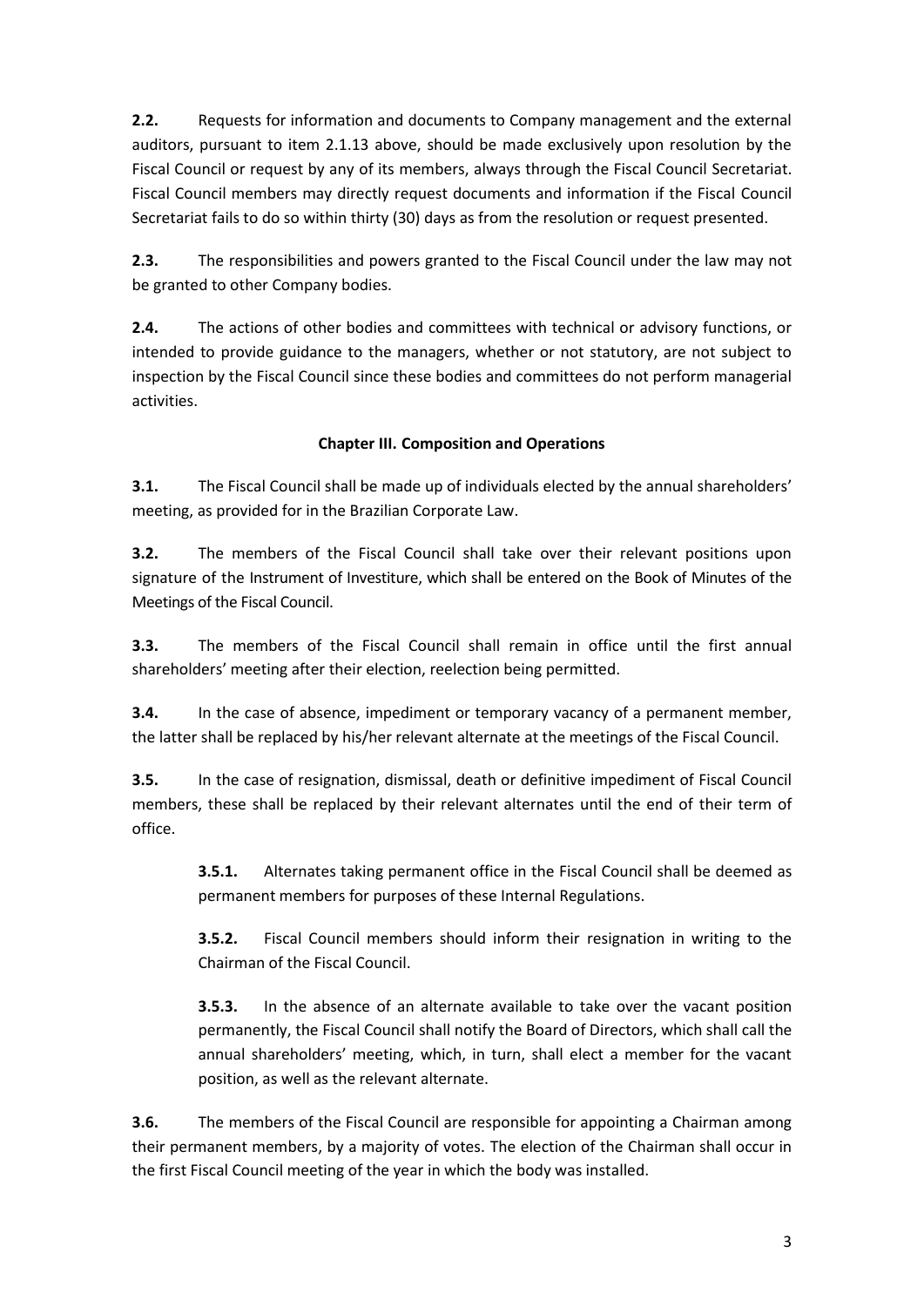**2.2.** Requests for information and documents to Company management and the external auditors, pursuant to item 2.1.13 above, should be made exclusively upon resolution by the Fiscal Council or request by any of its members, always through the Fiscal Council Secretariat. Fiscal Council members may directly request documents and information if the Fiscal Council Secretariat fails to do so within thirty (30) days as from the resolution or request presented.

**2.3.** The responsibilities and powers granted to the Fiscal Council under the law may not be granted to other Company bodies.

**2.4.** The actions of other bodies and committees with technical or advisory functions, or intended to provide guidance to the managers, whether or not statutory, are not subject to inspection by the Fiscal Council since these bodies and committees do not perform managerial activities.

## Chapter III. Composition and Operations

**3.1.** The Fiscal Council shall be made up of individuals elected by the annual shareholders' meeting, as provided for in the Brazilian Corporate Law.

**3.2.** The members of the Fiscal Council shall take over their relevant positions upon signature of the Instrument of Investiture, which shall be entered on the Book of Minutes of the Meetings of the Fiscal Council.

**3.3.** The members of the Fiscal Council shall remain in office until the first annual shareholders' meeting after their election, reelection being permitted.

**3.4.** In the case of absence, impediment or temporary vacancy of a permanent member, the latter shall be replaced by his/her relevant alternate at the meetings of the Fiscal Council.

**3.5.** In the case of resignation, dismissal, death or definitive impediment of Fiscal Council members, these shall be replaced by their relevant alternates until the end of their term of office.

> **3.5.1.** Alternates taking permanent office in the Fiscal Council shall be deemed as permanent members for purposes of these Internal Regulations.
>
> **3.5.2.** Fiscal Council members should inform their resignation in writing to the Chairman of the Fiscal Council.
>
> **3.5.3.** In the absence of an alternate available to take over the vacant position permanently, the Fiscal Council shall notify the Board of Directors, which shall call the annual shareholders' meeting, which, in turn, shall elect a member for the vacant position, as well as the relevant alternate.

**3.6.** The members of the Fiscal Council are responsible for appointing a Chairman among their permanent members, by a majority of votes. The election of the Chairman shall occur in the first Fiscal Council meeting of the year in which the body was installed.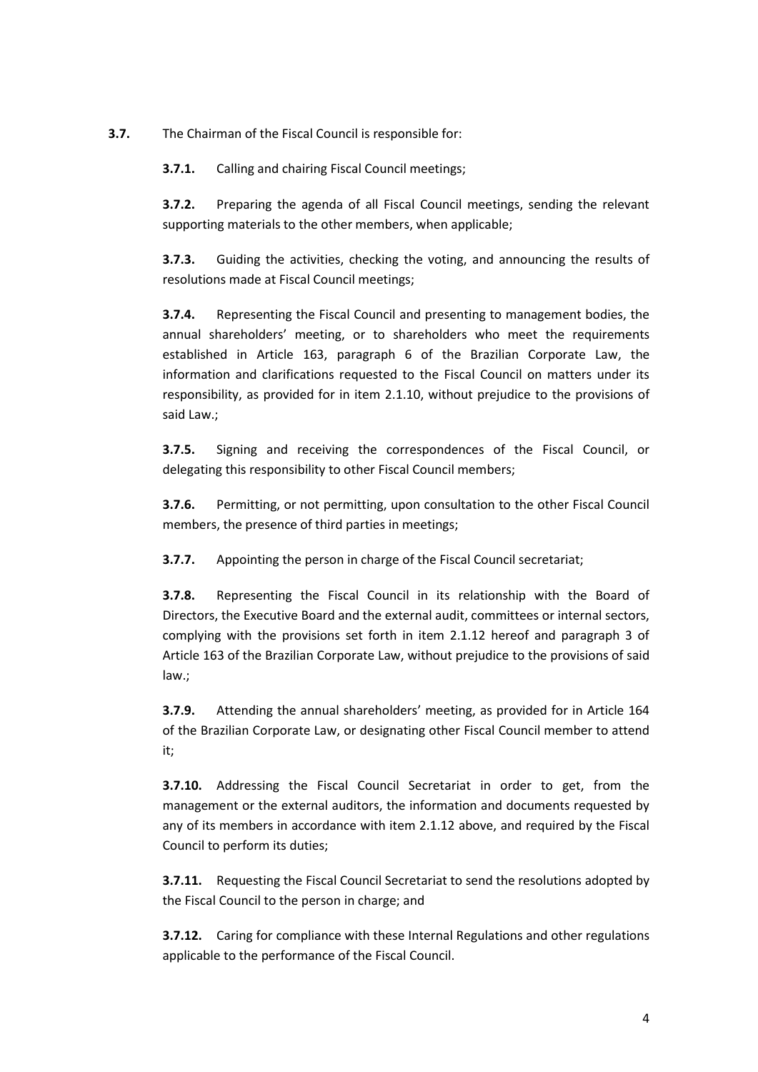**3.7.** The Chairman of the Fiscal Council is responsible for:

**3.7.1.** Calling and chairing Fiscal Council meetings;

**3.7.2.** Preparing the agenda of all Fiscal Council meetings, sending the relevant supporting materials to the other members, when applicable;

**3.7.3.** Guiding the activities, checking the voting, and announcing the results of resolutions made at Fiscal Council meetings;

**3.7.4.** Representing the Fiscal Council and presenting to management bodies, the annual shareholders' meeting, or to shareholders who meet the requirements established in Article 163, paragraph 6 of the Brazilian Corporate Law, the information and clarifications requested to the Fiscal Council on matters under its responsibility, as provided for in item 2.1.10, without prejudice to the provisions of said Law.;

**3.7.5.** Signing and receiving the correspondences of the Fiscal Council, or delegating this responsibility to other Fiscal Council members;

**3.7.6.** Permitting, or not permitting, upon consultation to the other Fiscal Council members, the presence of third parties in meetings;

**3.7.7.** Appointing the person in charge of the Fiscal Council secretariat;

**3.7.8.** Representing the Fiscal Council in its relationship with the Board of Directors, the Executive Board and the external audit, committees or internal sectors, complying with the provisions set forth in item 2.1.12 hereof and paragraph 3 of Article 163 of the Brazilian Corporate Law, without prejudice to the provisions of said law.;

**3.7.9.** Attending the annual shareholders' meeting, as provided for in Article 164 of the Brazilian Corporate Law, or designating other Fiscal Council member to attend it;

**3.7.10.** Addressing the Fiscal Council Secretariat in order to get, from the management or the external auditors, the information and documents requested by any of its members in accordance with item 2.1.12 above, and required by the Fiscal Council to perform its duties;

**3.7.11.** Requesting the Fiscal Council Secretariat to send the resolutions adopted by the Fiscal Council to the person in charge; and

**3.7.12.** Caring for compliance with these Internal Regulations and other regulations applicable to the performance of the Fiscal Council.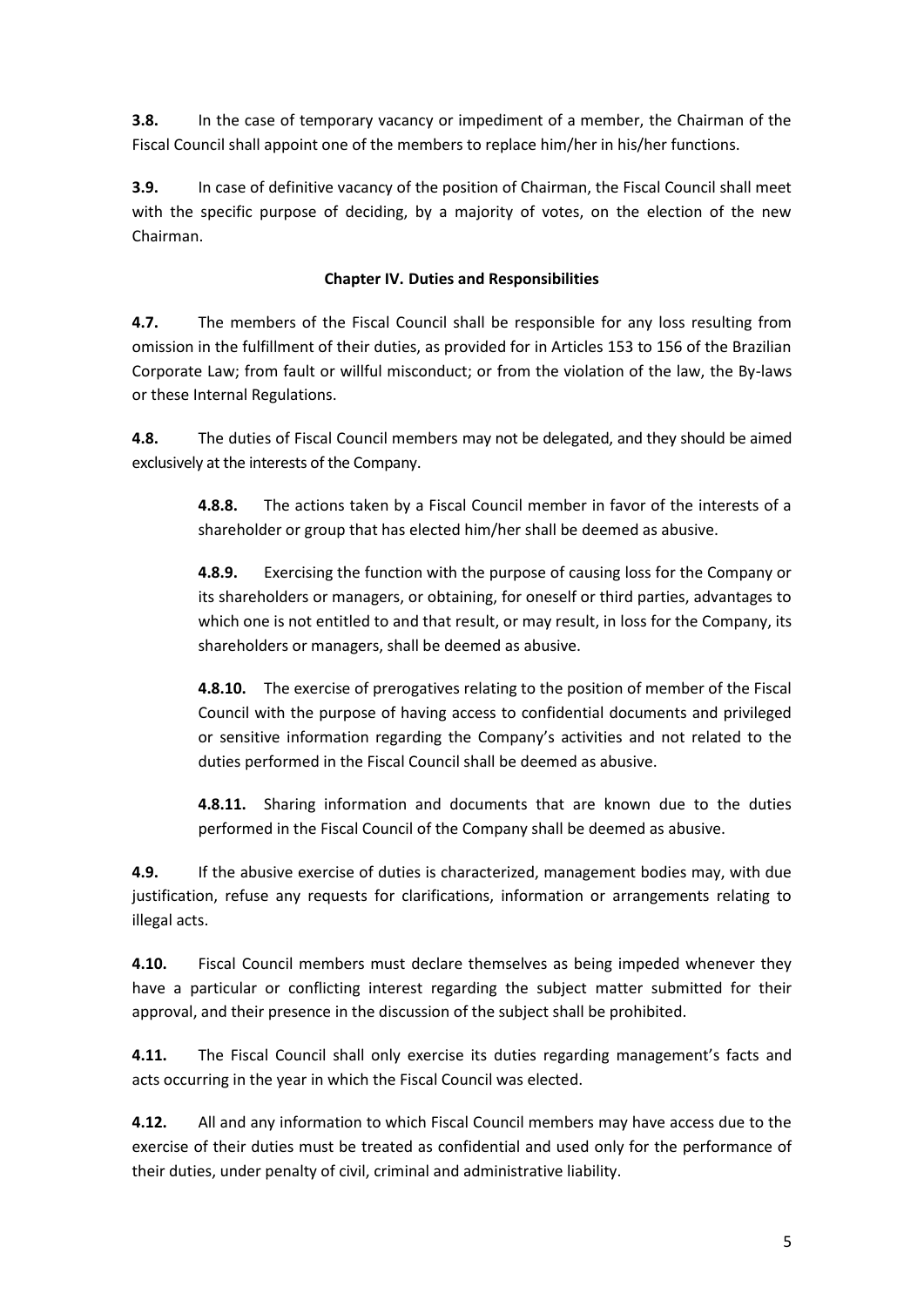**3.8.** In the case of temporary vacancy or impediment of a member, the Chairman of the Fiscal Council shall appoint one of the members to replace him/her in his/her functions.

**3.9.** In case of definitive vacancy of the position of Chairman, the Fiscal Council shall meet with the specific purpose of deciding, by a majority of votes, on the election of the new Chairman.

## Chapter IV. Duties and Responsibilities

**4.7.** The members of the Fiscal Council shall be responsible for any loss resulting from omission in the fulfillment of their duties, as provided for in Articles 153 to 156 of the Brazilian Corporate Law; from fault or willful misconduct; or from the violation of the law, the By-laws or these Internal Regulations.

**4.8.** The duties of Fiscal Council members may not be delegated, and they should be aimed exclusively at the interests of the Company.

> **4.8.8.** The actions taken by a Fiscal Council member in favor of the interests of a shareholder or group that has elected him/her shall be deemed as abusive.
>
> **4.8.9.** Exercising the function with the purpose of causing loss for the Company or its shareholders or managers, or obtaining, for oneself or third parties, advantages to which one is not entitled to and that result, or may result, in loss for the Company, its shareholders or managers, shall be deemed as abusive.
>
> **4.8.10.** The exercise of prerogatives relating to the position of member of the Fiscal Council with the purpose of having access to confidential documents and privileged or sensitive information regarding the Company's activities and not related to the duties performed in the Fiscal Council shall be deemed as abusive.
>
> **4.8.11.** Sharing information and documents that are known due to the duties performed in the Fiscal Council of the Company shall be deemed as abusive.

**4.9.** If the abusive exercise of duties is characterized, management bodies may, with due justification, refuse any requests for clarifications, information or arrangements relating to illegal acts.

**4.10.** Fiscal Council members must declare themselves as being impeded whenever they have a particular or conflicting interest regarding the subject matter submitted for their approval, and their presence in the discussion of the subject shall be prohibited.

**4.11.** The Fiscal Council shall only exercise its duties regarding management's facts and acts occurring in the year in which the Fiscal Council was elected.

**4.12.** All and any information to which Fiscal Council members may have access due to the exercise of their duties must be treated as confidential and used only for the performance of their duties, under penalty of civil, criminal and administrative liability.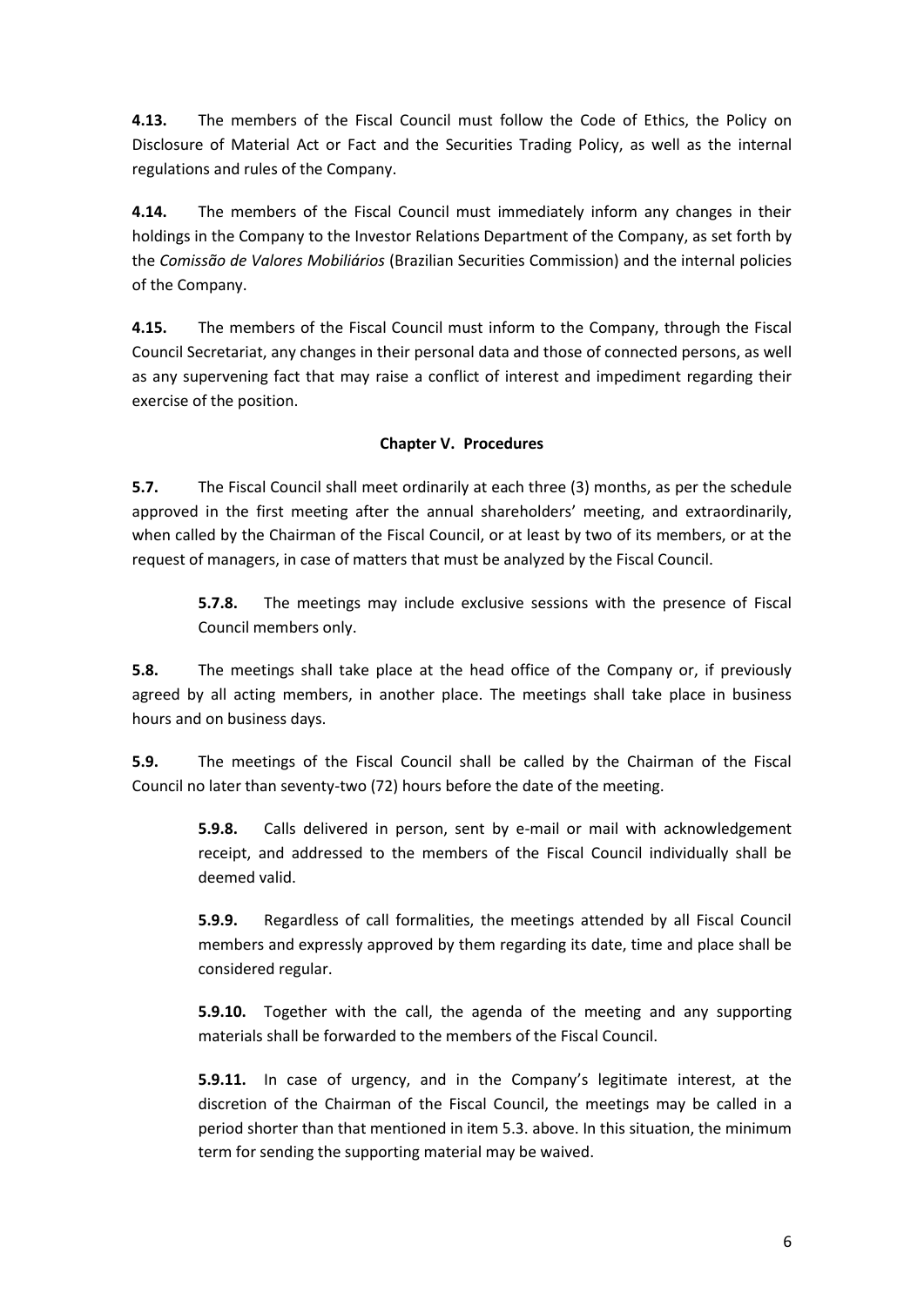**4.13.** The members of the Fiscal Council must follow the Code of Ethics, the Policy on Disclosure of Material Act or Fact and the Securities Trading Policy, as well as the internal regulations and rules of the Company.

**4.14.** The members of the Fiscal Council must immediately inform any changes in their holdings in the Company to the Investor Relations Department of the Company, as set forth by the *Comissão de Valores Mobiliários* (Brazilian Securities Commission) and the internal policies of the Company.

**4.15.** The members of the Fiscal Council must inform to the Company, through the Fiscal Council Secretariat, any changes in their personal data and those of connected persons, as well as any supervening fact that may raise a conflict of interest and impediment regarding their exercise of the position.

## Chapter V. Procedures

**5.7.** The Fiscal Council shall meet ordinarily at each three (3) months, as per the schedule approved in the first meeting after the annual shareholders' meeting, and extraordinarily, when called by the Chairman of the Fiscal Council, or at least by two of its members, or at the request of managers, in case of matters that must be analyzed by the Fiscal Council.

> **5.7.8.** The meetings may include exclusive sessions with the presence of Fiscal Council members only.

**5.8.** The meetings shall take place at the head office of the Company or, if previously agreed by all acting members, in another place. The meetings shall take place in business hours and on business days.

**5.9.** The meetings of the Fiscal Council shall be called by the Chairman of the Fiscal Council no later than seventy-two (72) hours before the date of the meeting.

> **5.9.8.** Calls delivered in person, sent by e-mail or mail with acknowledgement receipt, and addressed to the members of the Fiscal Council individually shall be deemed valid.
>
> **5.9.9.** Regardless of call formalities, the meetings attended by all Fiscal Council members and expressly approved by them regarding its date, time and place shall be considered regular.
>
> **5.9.10.** Together with the call, the agenda of the meeting and any supporting materials shall be forwarded to the members of the Fiscal Council.
>
> **5.9.11.** In case of urgency, and in the Company's legitimate interest, at the discretion of the Chairman of the Fiscal Council, the meetings may be called in a period shorter than that mentioned in item 5.3. above. In this situation, the minimum term for sending the supporting material may be waived.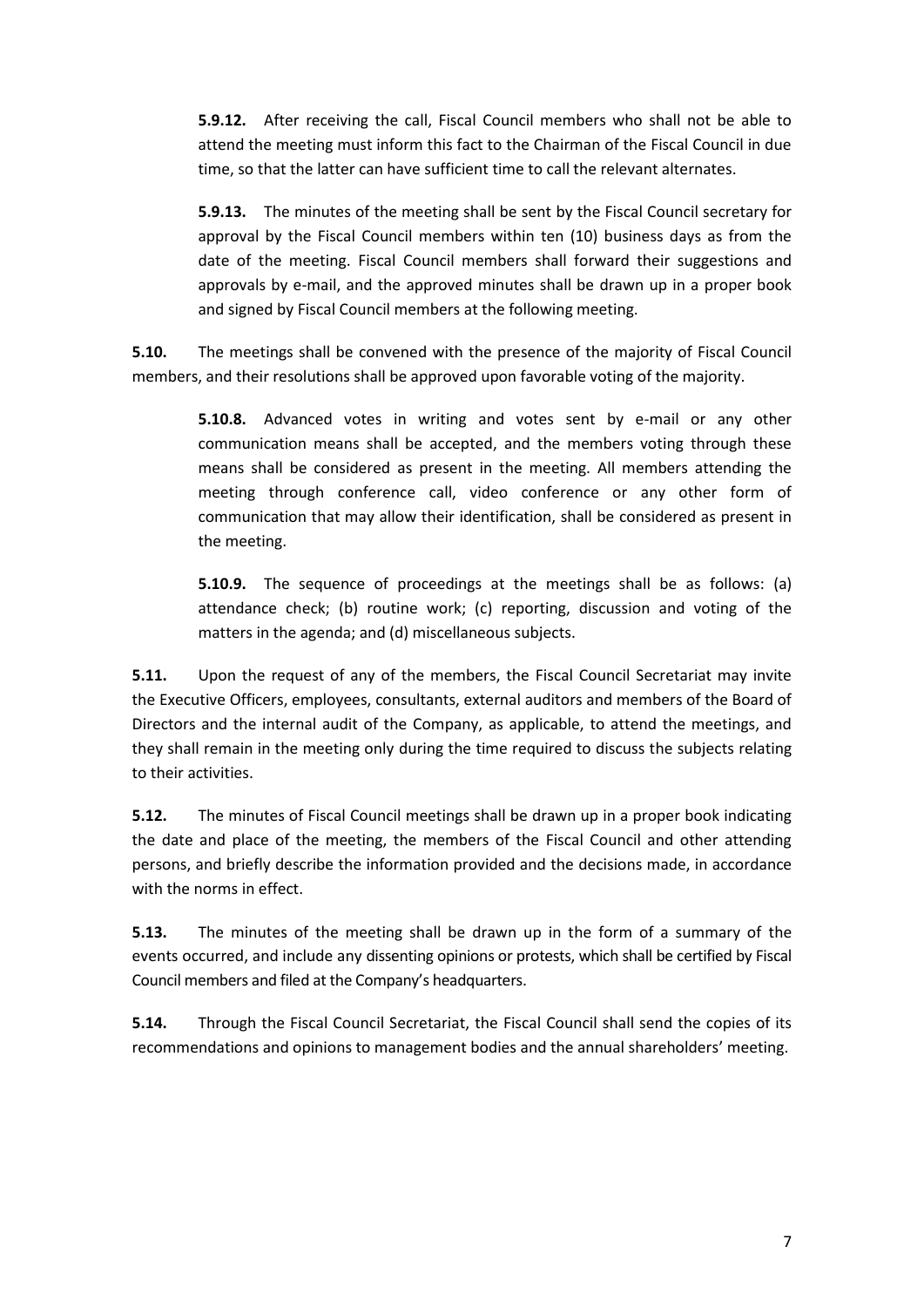**5.9.12.** After receiving the call, Fiscal Council members who shall not be able to attend the meeting must inform this fact to the Chairman of the Fiscal Council in due time, so that the latter can have sufficient time to call the relevant alternates.

**5.9.13.** The minutes of the meeting shall be sent by the Fiscal Council secretary for approval by the Fiscal Council members within ten (10) business days as from the date of the meeting. Fiscal Council members shall forward their suggestions and approvals by e-mail, and the approved minutes shall be drawn up in a proper book and signed by Fiscal Council members at the following meeting.

**5.10.** The meetings shall be convened with the presence of the majority of Fiscal Council members, and their resolutions shall be approved upon favorable voting of the majority.

**5.10.8.** Advanced votes in writing and votes sent by e-mail or any other communication means shall be accepted, and the members voting through these means shall be considered as present in the meeting. All members attending the meeting through conference call, video conference or any other form of communication that may allow their identification, shall be considered as present in the meeting.

**5.10.9.** The sequence of proceedings at the meetings shall be as follows: (a) attendance check; (b) routine work; (c) reporting, discussion and voting of the matters in the agenda; and (d) miscellaneous subjects.

**5.11.** Upon the request of any of the members, the Fiscal Council Secretariat may invite the Executive Officers, employees, consultants, external auditors and members of the Board of Directors and the internal audit of the Company, as applicable, to attend the meetings, and they shall remain in the meeting only during the time required to discuss the subjects relating to their activities.

**5.12.** The minutes of Fiscal Council meetings shall be drawn up in a proper book indicating the date and place of the meeting, the members of the Fiscal Council and other attending persons, and briefly describe the information provided and the decisions made, in accordance with the norms in effect.

**5.13.** The minutes of the meeting shall be drawn up in the form of a summary of the events occurred, and include any dissenting opinions or protests, which shall be certified by Fiscal Council members and filed at the Company's headquarters.

**5.14.** Through the Fiscal Council Secretariat, the Fiscal Council shall send the copies of its recommendations and opinions to management bodies and the annual shareholders' meeting.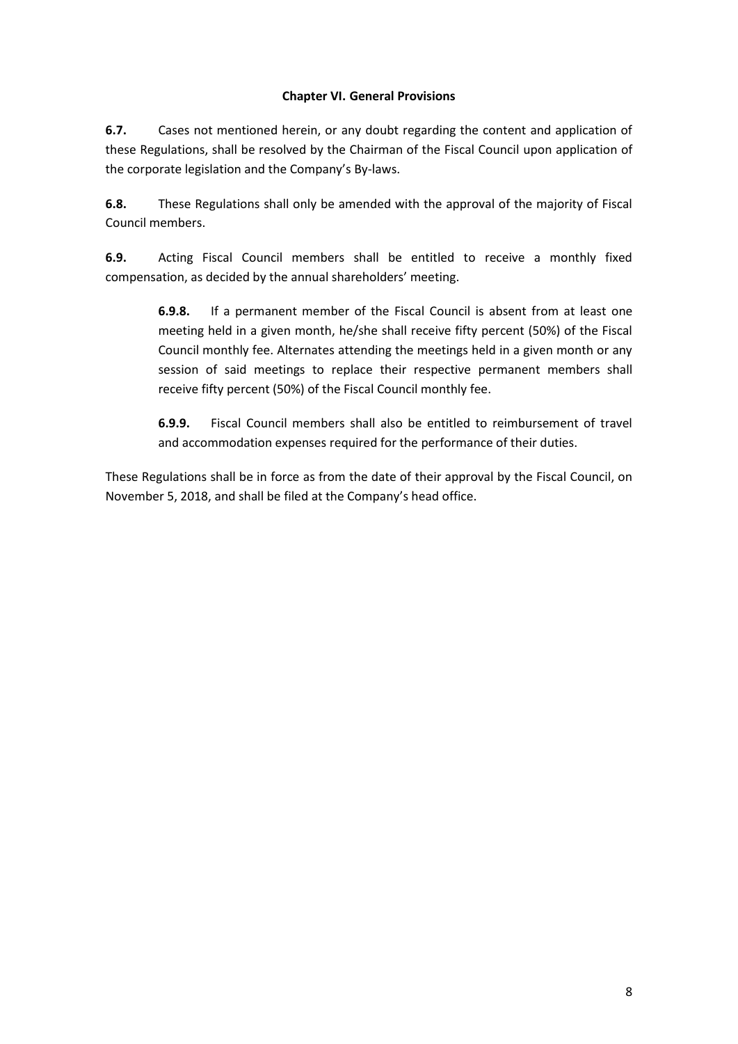### Chapter VI. General Provisions

**6.7.** Cases not mentioned herein, or any doubt regarding the content and application of these Regulations, shall be resolved by the Chairman of the Fiscal Council upon application of the corporate legislation and the Company's By-laws.

**6.8.** These Regulations shall only be amended with the approval of the majority of Fiscal Council members.

**6.9.** Acting Fiscal Council members shall be entitled to receive a monthly fixed compensation, as decided by the annual shareholders' meeting.

> **6.9.8.** If a permanent member of the Fiscal Council is absent from at least one meeting held in a given month, he/she shall receive fifty percent (50%) of the Fiscal Council monthly fee. Alternates attending the meetings held in a given month or any session of said meetings to replace their respective permanent members shall receive fifty percent (50%) of the Fiscal Council monthly fee.
>
> **6.9.9.** Fiscal Council members shall also be entitled to reimbursement of travel and accommodation expenses required for the performance of their duties.

These Regulations shall be in force as from the date of their approval by the Fiscal Council, on November 5, 2018, and shall be filed at the Company's head office.